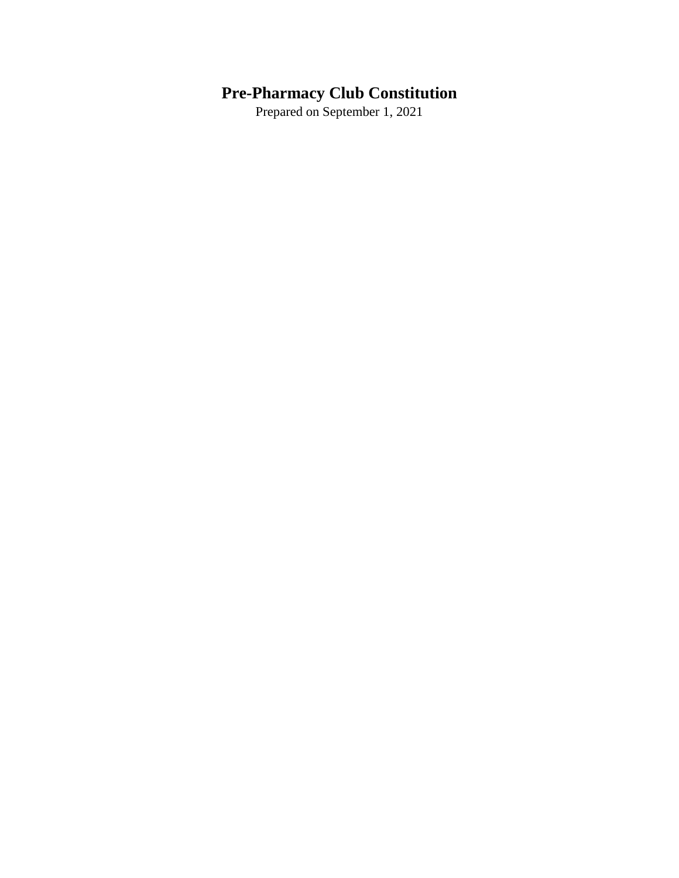# Pre-Pharmacy Club Constitution

Prepared on September 1, 2021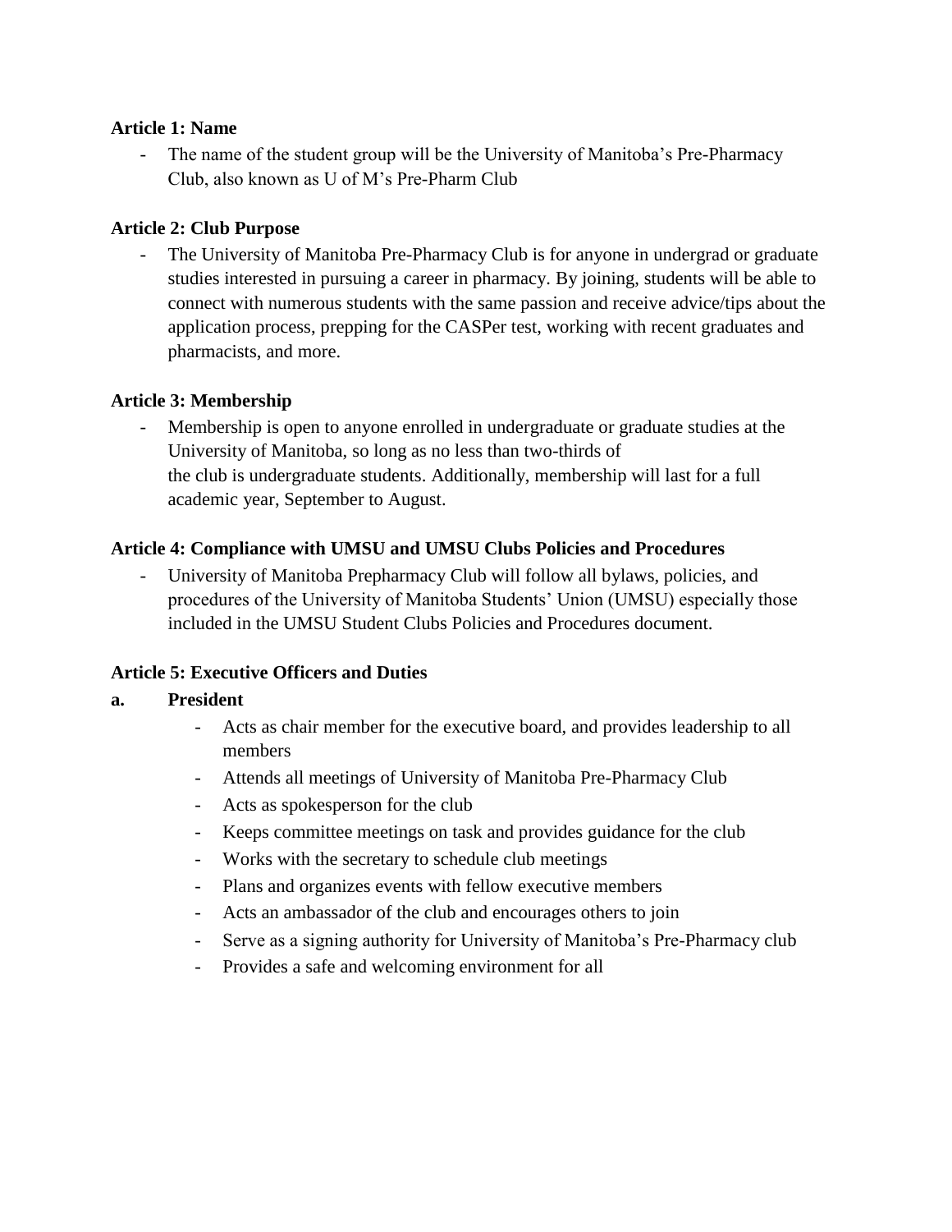**Article 1: Name**

- The name of the student group will be the University of Manitoba's Pre-Pharmacy Club, also known as U of M's Pre-Pharm Club

**Article 2: Club Purpose**

- The University of Manitoba Pre-Pharmacy Club is for anyone in undergrad or graduate studies interested in pursuing a career in pharmacy. By joining, students will be able to connect with numerous students with the same passion and receive advice/tips about the application process, prepping for the CASPer test, working with recent graduates and pharmacists, and more.

**Article 3: Membership**

- Membership is open to anyone enrolled in undergraduate or graduate studies at the University of Manitoba, so long as no less than two-thirds of the club is undergraduate students. Additionally, membership will last for a full academic year, September to August.

**Article 4: Compliance with UMSU and UMSU Clubs Policies and Procedures**

- University of Manitoba Prepharmacy Club will follow all bylaws, policies, and procedures of the University of Manitoba Students' Union (UMSU) especially those included in the UMSU Student Clubs Policies and Procedures document.

**Article 5: Executive Officers and Duties**

**a. President**

- Acts as chair member for the executive board, and provides leadership to all members
- Attends all meetings of University of Manitoba Pre-Pharmacy Club
- Acts as spokesperson for the club
- Keeps committee meetings on task and provides guidance for the club
- Works with the secretary to schedule club meetings
- Plans and organizes events with fellow executive members
- Acts an ambassador of the club and encourages others to join
- Serve as a signing authority for University of Manitoba's Pre-Pharmacy club
- Provides a safe and welcoming environment for all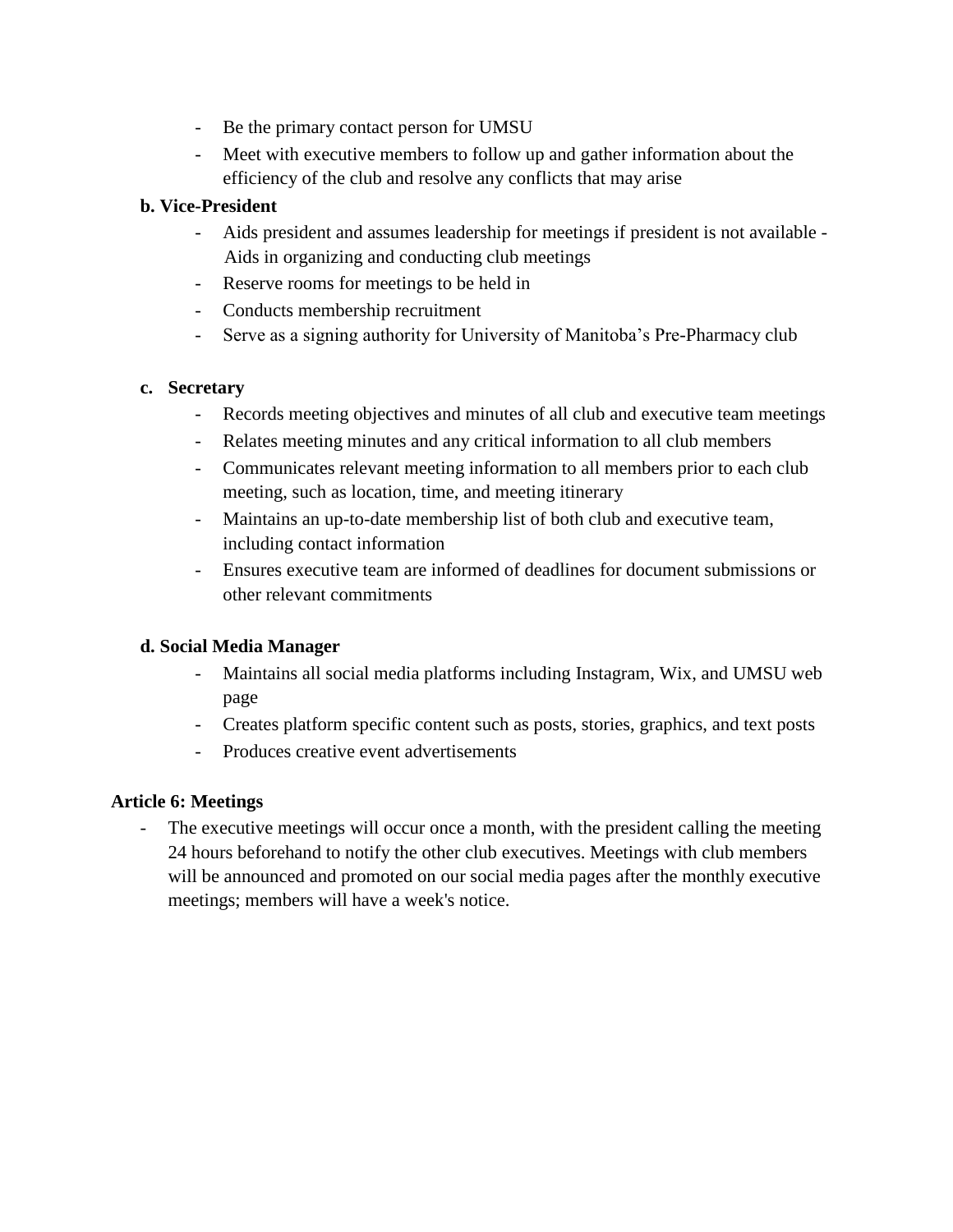- Be the primary contact person for UMSU
- Meet with executive members to follow up and gather information about the efficiency of the club and resolve any conflicts that may arise

**b. Vice-President**

- Aids president and assumes leadership for meetings if president is not available - Aids in organizing and conducting club meetings
- Reserve rooms for meetings to be held in
- Conducts membership recruitment
- Serve as a signing authority for University of Manitoba's Pre-Pharmacy club

**c. Secretary**

- Records meeting objectives and minutes of all club and executive team meetings
- Relates meeting minutes and any critical information to all club members
- Communicates relevant meeting information to all members prior to each club meeting, such as location, time, and meeting itinerary
- Maintains an up-to-date membership list of both club and executive team, including contact information
- Ensures executive team are informed of deadlines for document submissions or other relevant commitments

**d. Social Media Manager**

- Maintains all social media platforms including Instagram, Wix, and UMSU web page
- Creates platform specific content such as posts, stories, graphics, and text posts
- Produces creative event advertisements

**Article 6: Meetings**

- The executive meetings will occur once a month, with the president calling the meeting 24 hours beforehand to notify the other club executives. Meetings with club members will be announced and promoted on our social media pages after the monthly executive meetings; members will have a week's notice.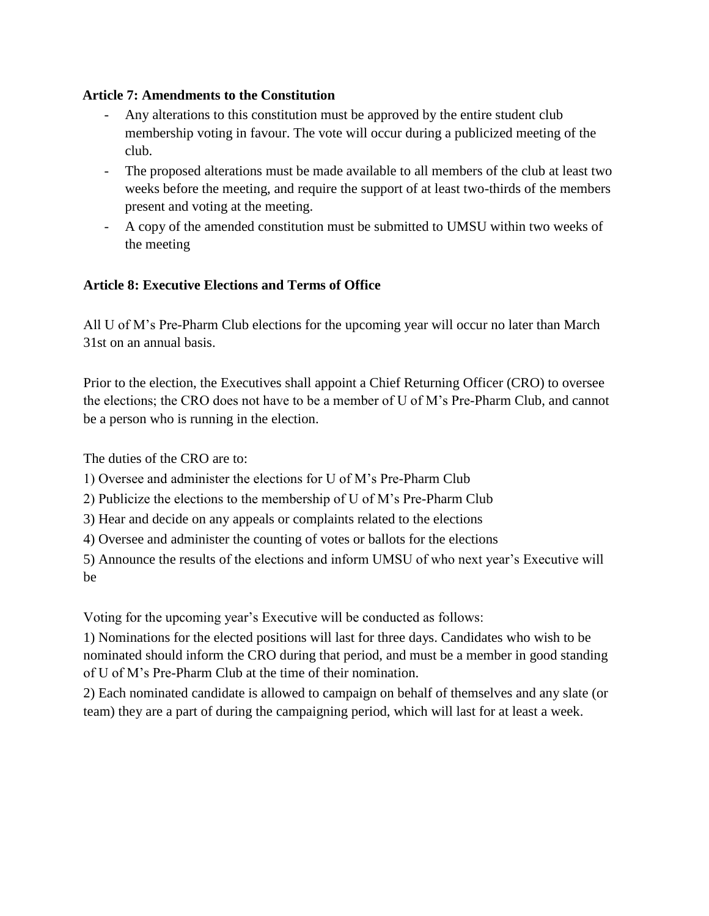**Article 7: Amendments to the Constitution**

- Any alterations to this constitution must be approved by the entire student club membership voting in favour. The vote will occur during a publicized meeting of the club.
- The proposed alterations must be made available to all members of the club at least two weeks before the meeting, and require the support of at least two-thirds of the members present and voting at the meeting.
- A copy of the amended constitution must be submitted to UMSU within two weeks of the meeting

**Article 8: Executive Elections and Terms of Office**

All U of M's Pre-Pharm Club elections for the upcoming year will occur no later than March 31st on an annual basis.

Prior to the election, the Executives shall appoint a Chief Returning Officer (CRO) to oversee the elections; the CRO does not have to be a member of U of M's Pre-Pharm Club, and cannot be a person who is running in the election.

The duties of the CRO are to:

1) Oversee and administer the elections for U of M's Pre-Pharm Club
2) Publicize the elections to the membership of U of M's Pre-Pharm Club
3) Hear and decide on any appeals or complaints related to the elections
4) Oversee and administer the counting of votes or ballots for the elections
5) Announce the results of the elections and inform UMSU of who next year's Executive will be

Voting for the upcoming year's Executive will be conducted as follows:

1) Nominations for the elected positions will last for three days. Candidates who wish to be nominated should inform the CRO during that period, and must be a member in good standing of U of M's Pre-Pharm Club at the time of their nomination.
2) Each nominated candidate is allowed to campaign on behalf of themselves and any slate (or team) they are a part of during the campaigning period, which will last for at least a week.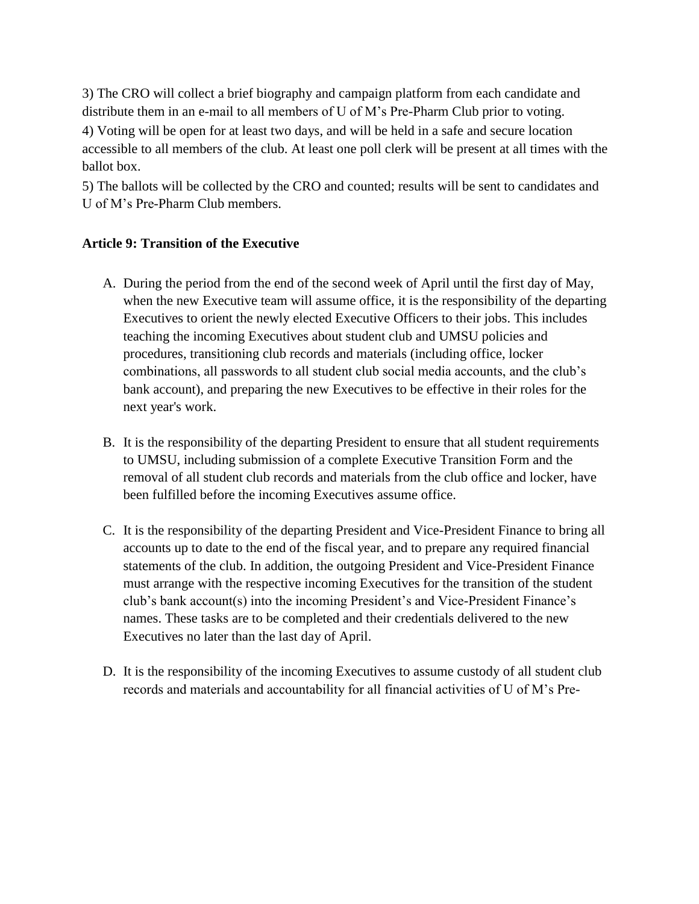3) The CRO will collect a brief biography and campaign platform from each candidate and distribute them in an e-mail to all members of U of M's Pre-Pharm Club prior to voting.

4) Voting will be open for at least two days, and will be held in a safe and secure location accessible to all members of the club. At least one poll clerk will be present at all times with the ballot box.

5) The ballots will be collected by the CRO and counted; results will be sent to candidates and U of M's Pre-Pharm Club members.

**Article 9: Transition of the Executive**

A. During the period from the end of the second week of April until the first day of May, when the new Executive team will assume office, it is the responsibility of the departing Executives to orient the newly elected Executive Officers to their jobs. This includes teaching the incoming Executives about student club and UMSU policies and procedures, transitioning club records and materials (including office, locker combinations, all passwords to all student club social media accounts, and the club's bank account), and preparing the new Executives to be effective in their roles for the next year's work.

B. It is the responsibility of the departing President to ensure that all student requirements to UMSU, including submission of a complete Executive Transition Form and the removal of all student club records and materials from the club office and locker, have been fulfilled before the incoming Executives assume office.

C. It is the responsibility of the departing President and Vice-President Finance to bring all accounts up to date to the end of the fiscal year, and to prepare any required financial statements of the club. In addition, the outgoing President and Vice-President Finance must arrange with the respective incoming Executives for the transition of the student club's bank account(s) into the incoming President's and Vice-President Finance's names. These tasks are to be completed and their credentials delivered to the new Executives no later than the last day of April.

D. It is the responsibility of the incoming Executives to assume custody of all student club records and materials and accountability for all financial activities of U of M's Pre-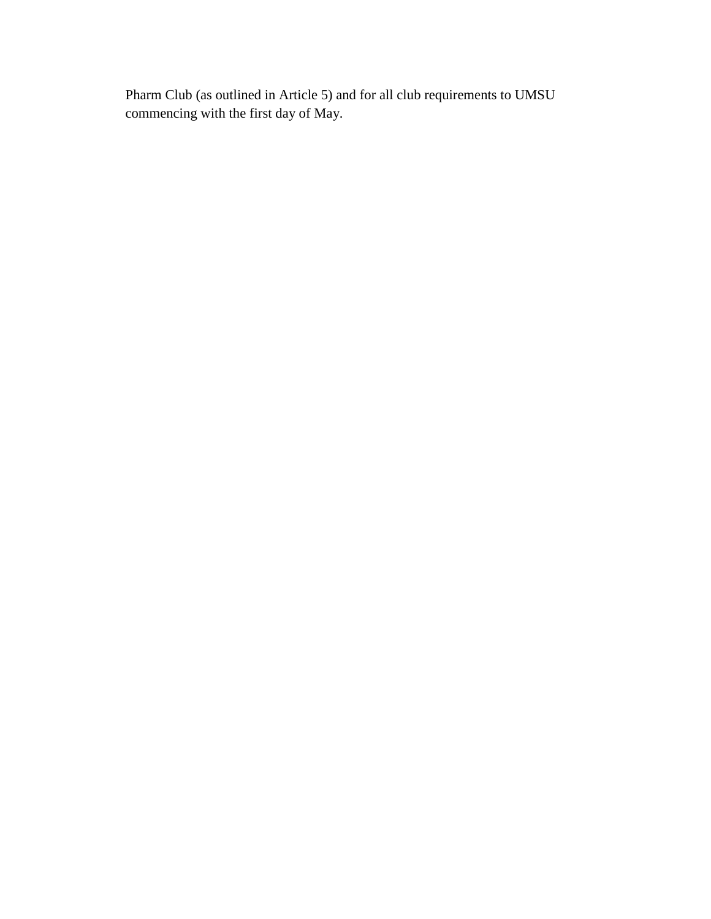Pharm Club (as outlined in Article 5) and for all club requirements to UMSU commencing with the first day of May.